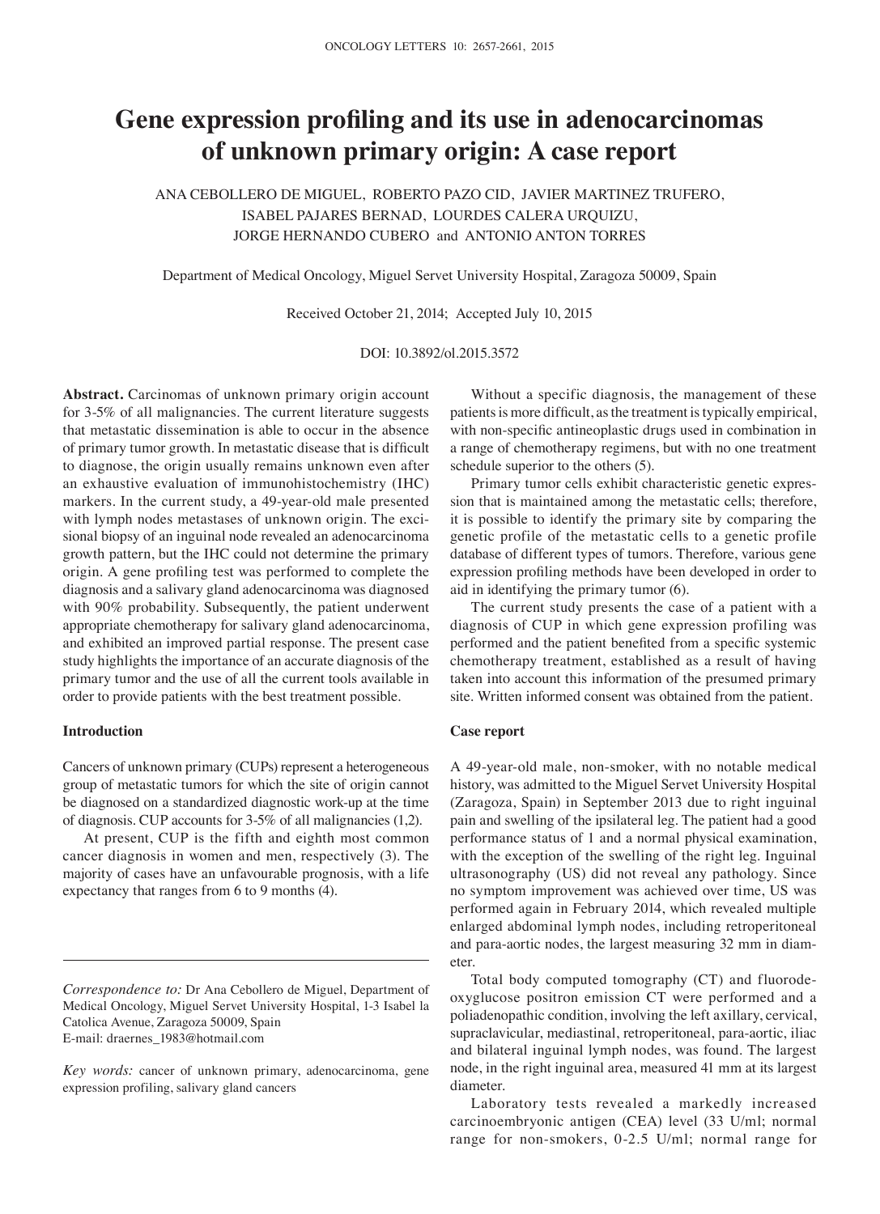# Gene expression profiling and its use in adenocarcinomas of unknown primary origin: A case report

ANA CEBOLLERO DE MIGUEL, ROBERTO PAZO CID, JAVIER MARTINEZ TRUFERO, ISABEL PAJARES BERNAD, LOURDES CALERA URQUIZU, JORGE HERNANDO CUBERO and ANTONIO ANTON TORRES

Department of Medical Oncology, Miguel Servet University Hospital, Zaragoza 50009, Spain

Received October 21, 2014; Accepted July 10, 2015

DOI: 10.3892/ol.2015.3572

**Abstract.** Carcinomas of unknown primary origin account for 3-5% of all malignancies. The current literature suggests that metastatic dissemination is able to occur in the absence of primary tumor growth. In metastatic disease that is difficult to diagnose, the origin usually remains unknown even after an exhaustive evaluation of immunohistochemistry (IHC) markers. In the current study, a 49-year-old male presented with lymph nodes metastases of unknown origin. The excisional biopsy of an inguinal node revealed an adenocarcinoma growth pattern, but the IHC could not determine the primary origin. A gene profiling test was performed to complete the diagnosis and a salivary gland adenocarcinoma was diagnosed with 90% probability. Subsequently, the patient underwent appropriate chemotherapy for salivary gland adenocarcinoma, and exhibited an improved partial response. The present case study highlights the importance of an accurate diagnosis of the primary tumor and the use of all the current tools available in order to provide patients with the best treatment possible.

## Introduction

Cancers of unknown primary (CUPs) represent a heterogeneous group of metastatic tumors for which the site of origin cannot be diagnosed on a standardized diagnostic work-up at the time of diagnosis. CUP accounts for 3-5% of all malignancies (1,2).

At present, CUP is the fifth and eighth most common cancer diagnosis in women and men, respectively (3). The majority of cases have an unfavourable prognosis, with a life expectancy that ranges from 6 to 9 months (4).

*Correspondence to:* Dr Ana Cebollero de Miguel, Department of Medical Oncology, Miguel Servet University Hospital, 1-3 Isabel la Catolica Avenue, Zaragoza 50009, Spain
E-mail: draernes_1983@hotmail.com

*Key words:* cancer of unknown primary, adenocarcinoma, gene expression profiling, salivary gland cancers

Without a specific diagnosis, the management of these patients is more difficult, as the treatment is typically empirical, with non-specific antineoplastic drugs used in combination in a range of chemotherapy regimens, but with no one treatment schedule superior to the others (5).

Primary tumor cells exhibit characteristic genetic expression that is maintained among the metastatic cells; therefore, it is possible to identify the primary site by comparing the genetic profile of the metastatic cells to a genetic profile database of different types of tumors. Therefore, various gene expression profiling methods have been developed in order to aid in identifying the primary tumor (6).

The current study presents the case of a patient with a diagnosis of CUP in which gene expression profiling was performed and the patient benefited from a specific systemic chemotherapy treatment, established as a result of having taken into account this information of the presumed primary site. Written informed consent was obtained from the patient.

## Case report

A 49-year-old male, non-smoker, with no notable medical history, was admitted to the Miguel Servet University Hospital (Zaragoza, Spain) in September 2013 due to right inguinal pain and swelling of the ipsilateral leg. The patient had a good performance status of 1 and a normal physical examination, with the exception of the swelling of the right leg. Inguinal ultrasonography (US) did not reveal any pathology. Since no symptom improvement was achieved over time, US was performed again in February 2014, which revealed multiple enlarged abdominal lymph nodes, including retroperitoneal and para-aortic nodes, the largest measuring 32 mm in diameter.

Total body computed tomography (CT) and fluorodeoxyglucose positron emission CT were performed and a poliadenopathic condition, involving the left axillary, cervical, supraclavicular, mediastinal, retroperitoneal, para-aortic, iliac and bilateral inguinal lymph nodes, was found. The largest node, in the right inguinal area, measured 41 mm at its largest diameter.

Laboratory tests revealed a markedly increased carcinoembryonic antigen (CEA) level (33 U/ml; normal range for non-smokers, 0-2.5 U/ml; normal range for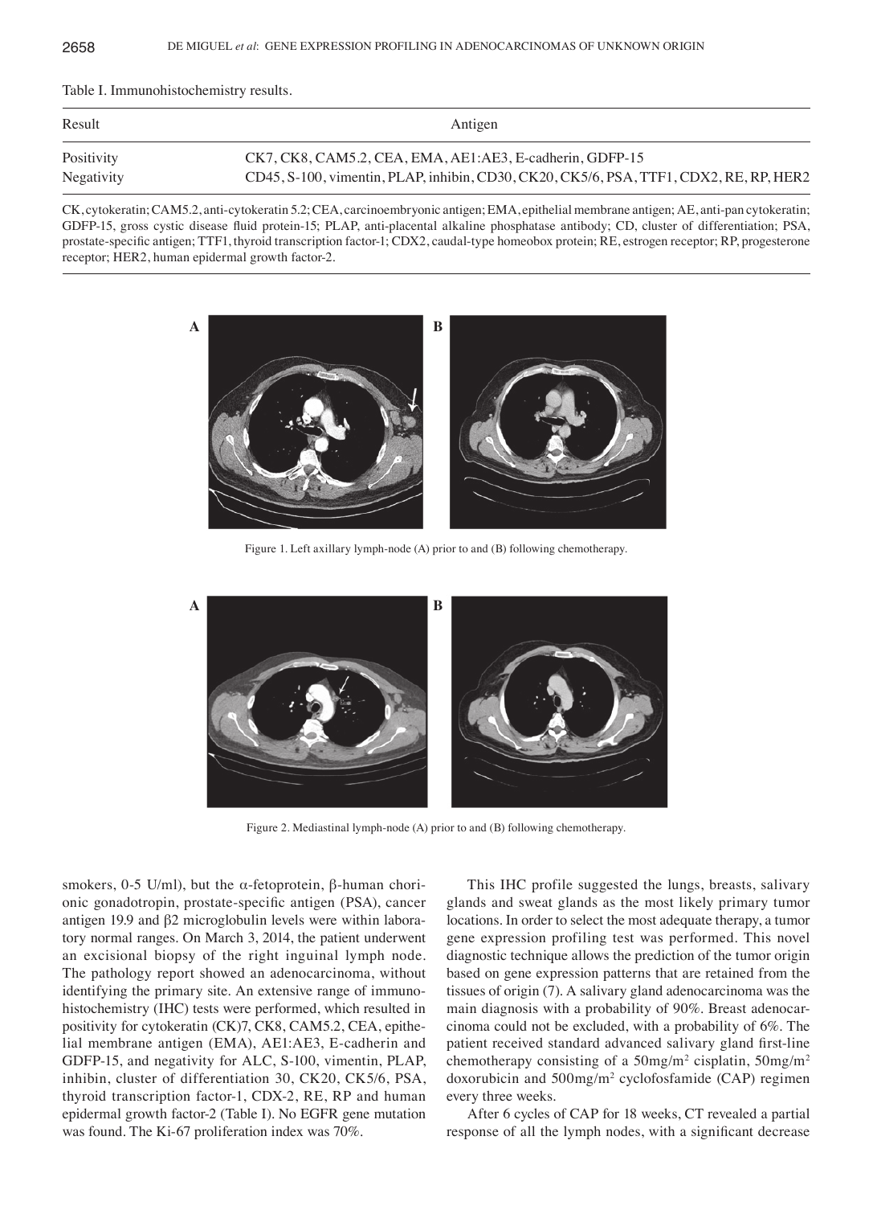Table I. Immunohistochemistry results.

| Result | Antigen |
| --- | --- |
| Positivity | CK7, CK8, CAM5.2, CEA, EMA, AE1:AE3, E-cadherin, GDFP-15 |
| Negativity | CD45, S-100, vimentin, PLAP, inhibin, CD30, CK20, CK5/6, PSA, TTF1, CDX2, RE, RP, HER2 |

CK, cytokeratin; CAM5.2, anti-cytokeratin 5.2; CEA, carcinoembryonic antigen; EMA, epithelial membrane antigen; AE, anti-pan cytokeratin; GDFP-15, gross cystic disease fluid protein-15; PLAP, anti-placental alkaline phosphatase antibody; CD, cluster of differentiation; PSA, prostate-specific antigen; TTF1, thyroid transcription factor-1; CDX2, caudal-type homeobox protein; RE, estrogen receptor; RP, progesterone receptor; HER2, human epidermal growth factor-2.

Figure 1. Left axillary lymph-node (A) prior to and (B) following chemotherapy.

Figure 2. Mediastinal lymph-node (A) prior to and (B) following chemotherapy.

smokers, 0-5 U/ml), but the α-fetoprotein, β-human chorionic gonadotropin, prostate-specific antigen (PSA), cancer antigen 19.9 and β2 microglobulin levels were within laboratory normal ranges. On March 3, 2014, the patient underwent an excisional biopsy of the right inguinal lymph node. The pathology report showed an adenocarcinoma, without identifying the primary site. An extensive range of immunohistochemistry (IHC) tests were performed, which resulted in positivity for cytokeratin (CK)7, CK8, CAM5.2, CEA, epithelial membrane antigen (EMA), AE1:AE3, E-cadherin and GDFP-15, and negativity for ALC, S-100, vimentin, PLAP, inhibin, cluster of differentiation 30, CK20, CK5/6, PSA, thyroid transcription factor-1, CDX-2, RE, RP and human epidermal growth factor-2 (Table I). No EGFR gene mutation was found. The Ki-67 proliferation index was 70%.

This IHC profile suggested the lungs, breasts, salivary glands and sweat glands as the most likely primary tumor locations. In order to select the most adequate therapy, a tumor gene expression profiling test was performed. This novel diagnostic technique allows the prediction of the tumor origin based on gene expression patterns that are retained from the tissues of origin (7). A salivary gland adenocarcinoma was the main diagnosis with a probability of 90%. Breast adenocarcinoma could not be excluded, with a probability of 6%. The patient received standard advanced salivary gland first-line chemotherapy consisting of a 50mg/m$^2$ cisplatin, 50mg/m$^2$ doxorubicin and 500mg/m$^2$ cyclofosfamide (CAP) regimen every three weeks.

After 6 cycles of CAP for 18 weeks, CT revealed a partial response of all the lymph nodes, with a significant decrease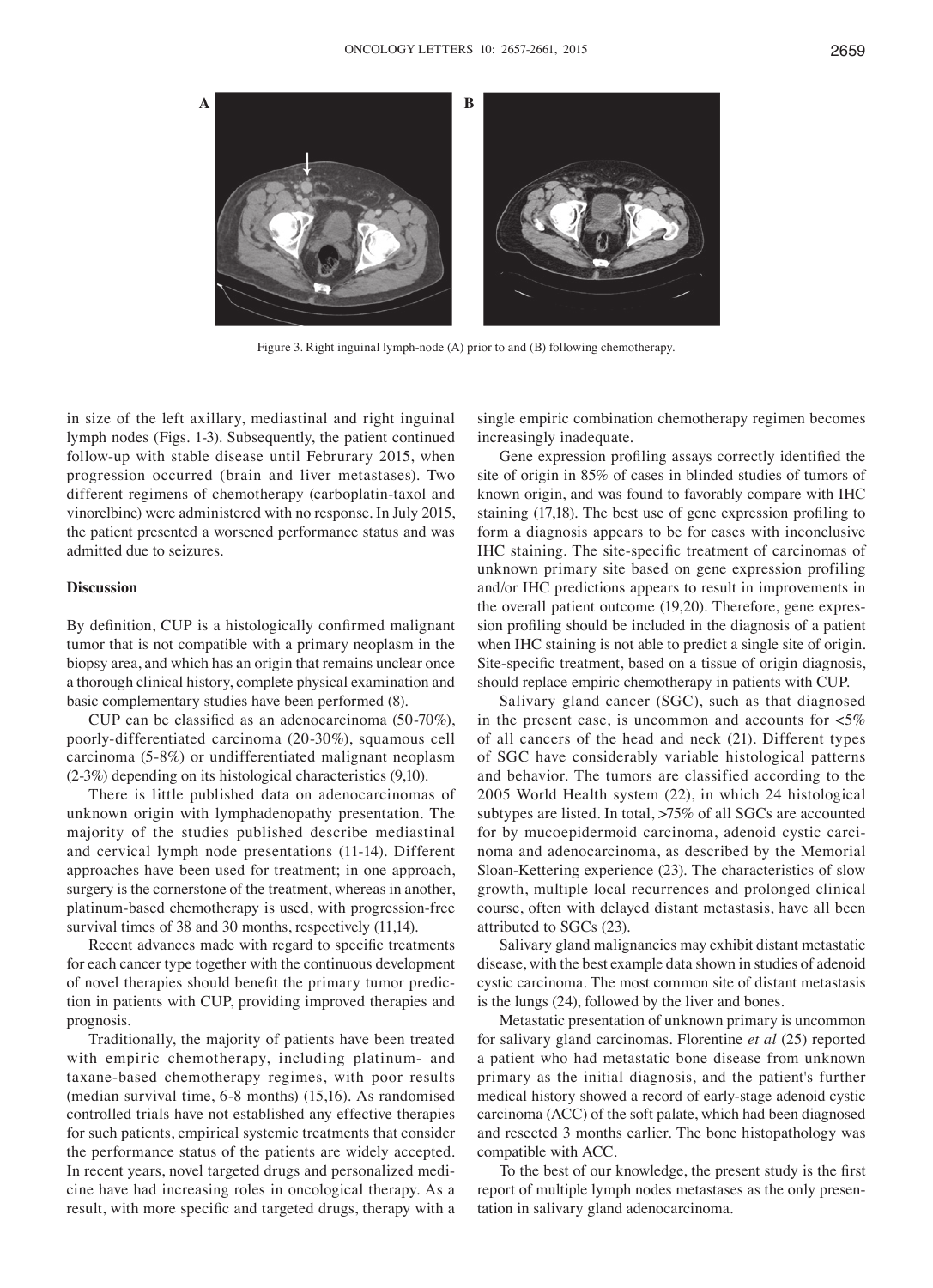Figure 3. Right inguinal lymph-node (A) prior to and (B) following chemotherapy.

in size of the left axillary, mediastinal and right inguinal lymph nodes (Figs. 1-3). Subsequently, the patient continued follow-up with stable disease until Februrary 2015, when progression occurred (brain and liver metastases). Two different regimens of chemotherapy (carboplatin-taxol and vinorelbine) were administered with no response. In July 2015, the patient presented a worsened performance status and was admitted due to seizures.

## Discussion

By definition, CUP is a histologically confirmed malignant tumor that is not compatible with a primary neoplasm in the biopsy area, and which has an origin that remains unclear once a thorough clinical history, complete physical examination and basic complementary studies have been performed (8).

CUP can be classified as an adenocarcinoma (50-70%), poorly-differentiated carcinoma (20-30%), squamous cell carcinoma (5-8%) or undifferentiated malignant neoplasm (2-3%) depending on its histological characteristics (9,10).

There is little published data on adenocarcinomas of unknown origin with lymphadenopathy presentation. The majority of the studies published describe mediastinal and cervical lymph node presentations (11-14). Different approaches have been used for treatment; in one approach, surgery is the cornerstone of the treatment, whereas in another, platinum-based chemotherapy is used, with progression-free survival times of 38 and 30 months, respectively (11,14).

Recent advances made with regard to specific treatments for each cancer type together with the continuous development of novel therapies should benefit the primary tumor prediction in patients with CUP, providing improved therapies and prognosis.

Traditionally, the majority of patients have been treated with empiric chemotherapy, including platinum- and taxane-based chemotherapy regimes, with poor results (median survival time, 6-8 months) (15,16). As randomised controlled trials have not established any effective therapies for such patients, empirical systemic treatments that consider the performance status of the patients are widely accepted. In recent years, novel targeted drugs and personalized medicine have had increasing roles in oncological therapy. As a result, with more specific and targeted drugs, therapy with a single empiric combination chemotherapy regimen becomes increasingly inadequate.

Gene expression profiling assays correctly identified the site of origin in 85% of cases in blinded studies of tumors of known origin, and was found to favorably compare with IHC staining (17,18). The best use of gene expression profiling to form a diagnosis appears to be for cases with inconclusive IHC staining. The site-specific treatment of carcinomas of unknown primary site based on gene expression profiling and/or IHC predictions appears to result in improvements in the overall patient outcome (19,20). Therefore, gene expression profiling should be included in the diagnosis of a patient when IHC staining is not able to predict a single site of origin. Site-specific treatment, based on a tissue of origin diagnosis, should replace empiric chemotherapy in patients with CUP.

Salivary gland cancer (SGC), such as that diagnosed in the present case, is uncommon and accounts for <5% of all cancers of the head and neck (21). Different types of SGC have considerably variable histological patterns and behavior. The tumors are classified according to the 2005 World Health system (22), in which 24 histological subtypes are listed. In total, >75% of all SGCs are accounted for by mucoepidermoid carcinoma, adenoid cystic carcinoma and adenocarcinoma, as described by the Memorial Sloan-Kettering experience (23). The characteristics of slow growth, multiple local recurrences and prolonged clinical course, often with delayed distant metastasis, have all been attributed to SGCs (23).

Salivary gland malignancies may exhibit distant metastatic disease, with the best example data shown in studies of adenoid cystic carcinoma. The most common site of distant metastasis is the lungs (24), followed by the liver and bones.

Metastatic presentation of unknown primary is uncommon for salivary gland carcinomas. Florentine *et al* (25) reported a patient who had metastatic bone disease from unknown primary as the initial diagnosis, and the patient's further medical history showed a record of early-stage adenoid cystic carcinoma (ACC) of the soft palate, which had been diagnosed and resected 3 months earlier. The bone histopathology was compatible with ACC.

To the best of our knowledge, the present study is the first report of multiple lymph nodes metastases as the only presentation in salivary gland adenocarcinoma.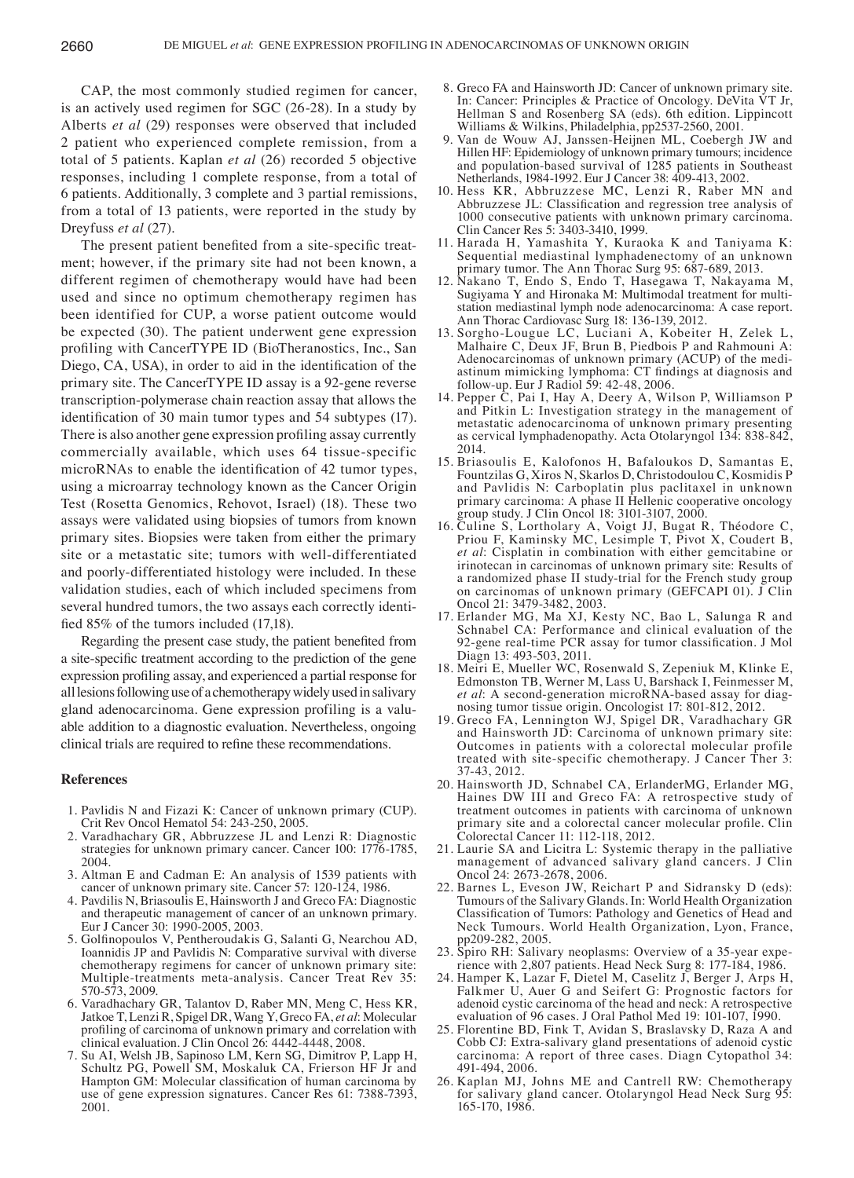CAP, the most commonly studied regimen for cancer, is an actively used regimen for SGC (26-28). In a study by Alberts *et al* (29) responses were observed that included 2 patient who experienced complete remission, from a total of 5 patients. Kaplan *et al* (26) recorded 5 objective responses, including 1 complete response, from a total of 6 patients. Additionally, 3 complete and 3 partial remissions, from a total of 13 patients, were reported in the study by Dreyfuss *et al* (27).

The present patient benefited from a site-specific treatment; however, if the primary site had not been known, a different regimen of chemotherapy would have had been used and since no optimum chemotherapy regimen has been identified for CUP, a worse patient outcome would be expected (30). The patient underwent gene expression profiling with CancerTYPE ID (BioTheranostics, Inc., San Diego, CA, USA), in order to aid in the identification of the primary site. The CancerTYPE ID assay is a 92-gene reverse transcription-polymerase chain reaction assay that allows the identification of 30 main tumor types and 54 subtypes (17). There is also another gene expression profiling assay currently commercially available, which uses 64 tissue-specific microRNAs to enable the identification of 42 tumor types, using a microarray technology known as the Cancer Origin Test (Rosetta Genomics, Rehovot, Israel) (18). These two assays were validated using biopsies of tumors from known primary sites. Biopsies were taken from either the primary site or a metastatic site; tumors with well-differentiated and poorly-differentiated histology were included. In these validation studies, each of which included specimens from several hundred tumors, the two assays each correctly identified 85% of the tumors included (17,18).

Regarding the present case study, the patient benefited from a site-specific treatment according to the prediction of the gene expression profiling assay, and experienced a partial response for all lesions following use of a chemotherapy widely used in salivary gland adenocarcinoma. Gene expression profiling is a valuable addition to a diagnostic evaluation. Nevertheless, ongoing clinical trials are required to refine these recommendations.

## References

1. Pavlidis N and Fizazi K: Cancer of unknown primary (CUP). Crit Rev Oncol Hematol 54: 243-250, 2005.
2. Varadhachary GR, Abbruzzese JL and Lenzi R: Diagnostic strategies for unknown primary cancer. Cancer 100: 1776-1785, 2004.
3. Altman E and Cadman E: An analysis of 1539 patients with cancer of unknown primary site. Cancer 57: 120-124, 1986.
4. Pavdilis N, Briasoulis E, Hainsworth J and Greco FA: Diagnostic and therapeutic management of cancer of an unknown primary. Eur J Cancer 30: 1990-2005, 2003.
5. Golfinopoulos V, Pentheroudakis G, Salanti G, Nearchou AD, Ioannidis JP and Pavlidis N: Comparative survival with diverse chemotherapy regimens for cancer of unknown primary site: Multiple-treatments meta-analysis. Cancer Treat Rev 35: 570-573, 2009.
6. Varadhachary GR, Talantov D, Raber MN, Meng C, Hess KR, Jatkoe T, Lenzi R, Spigel DR, Wang Y, Greco FA, *et al*: Molecular profiling of carcinoma of unknown primary and correlation with clinical evaluation. J Clin Oncol 26: 4442-4448, 2008.
7. Su AI, Welsh JB, Sapinoso LM, Kern SG, Dimitrov P, Lapp H, Schultz PG, Powell SM, Moskaluk CA, Frierson HF Jr and Hampton GM: Molecular classification of human carcinoma by use of gene expression signatures. Cancer Res 61: 7388-7393, 2001.
8. Greco FA and Hainsworth JD: Cancer of unknown primary site. In: Cancer: Principles & Practice of Oncology. DeVita VT Jr, Hellman S and Rosenberg SA (eds). 6th edition. Lippincott Williams & Wilkins, Philadelphia, pp2537-2560, 2001.
9. Van de Wouw AJ, Janssen-Heijnen ML, Coebergh JW and Hillen HF: Epidemiology of unknown primary tumours; incidence and population-based survival of 1285 patients in Southeast Netherlands, 1984-1992. Eur J Cancer 38: 409-413, 2002.
10. Hess KR, Abbruzzese MC, Lenzi R, Raber MN and Abbruzzese JL: Classification and regression tree analysis of 1000 consecutive patients with unknown primary carcinoma. Clin Cancer Res 5: 3403-3410, 1999.
11. Harada H, Yamashita Y, Kuraoka K and Taniyama K: Sequential mediastinal lymphadenectomy of an unknown primary tumor. The Ann Thorac Surg 95: 687-689, 2013.
12. Nakano T, Endo S, Endo T, Hasegawa T, Nakayama M, Sugiyama Y and Hironaka M: Multimodal treatment for multistation mediastinal lymph node adenocarcinoma: A case report. Ann Thorac Cardiovasc Surg 18: 136-139, 2012.
13. Sorgho-Lougue LC, Luciani A, Kobeiter H, Zelek L, Malhaire C, Deux JF, Brun B, Piedbois P and Rahmouni A: Adenocarcinomas of unknown primary (ACUP) of the mediastinum mimicking lymphoma: CT findings at diagnosis and follow-up. Eur J Radiol 59: 42-48, 2006.
14. Pepper C, Pai I, Hay A, Deery A, Wilson P, Williamson P and Pitkin L: Investigation strategy in the management of metastatic adenocarcinoma of unknown primary presenting as cervical lymphadenopathy. Acta Otolaryngol 134: 838-842, 2014.
15. Briasoulis E, Kalofonos H, Bafaloukos D, Samantas E, Fountzilas G, Xiros N, Skarlos D, Christodoulou C, Kosmidis P and Pavlidis N: Carboplatin plus paclitaxel in unknown primary carcinoma: A phase II Hellenic cooperative oncology group study. J Clin Oncol 18: 3101-3107, 2000.
16. Culine S, Lortholary A, Voigt JJ, Bugat R, Théodore C, Priou F, Kaminsky MC, Lesimple T, Pivot X, Coudert B, *et al*: Cisplatin in combination with either gemcitabine or irinotecan in carcinomas of unknown primary site: Results of a randomized phase II study-trial for the French study group on carcinomas of unknown primary (GEFCAPI 01). J Clin Oncol 21: 3479-3482, 2003.
17. Erlander MG, Ma XJ, Kesty NC, Bao L, Salunga R and Schnabel CA: Performance and clinical evaluation of the 92-gene real-time PCR assay for tumor classification. J Mol Diagn 13: 493-503, 2011.
18. Meiri E, Mueller WC, Rosenwald S, Zepeniuk M, Klinke E, Edmonston TB, Werner M, Lass U, Barshack I, Feinmesser M, *et al*: A second-generation microRNA-based assay for diagnosing tumor tissue origin. Oncologist 17: 801-812, 2012.
19. Greco FA, Lennington WJ, Spigel DR, Varadhachary GR and Hainsworth JD: Carcinoma of unknown primary site: Outcomes in patients with a colorectal molecular profile treated with site-specific chemotherapy. J Cancer Ther 3: 37-43, 2012.
20. Hainsworth JD, Schnabel CA, ErlanderMG, Erlander MG, Haines DW III and Greco FA: A retrospective study of treatment outcomes in patients with carcinoma of unknown primary site and a colorectal cancer molecular profile. Clin Colorectal Cancer 11: 112-118, 2012.
21. Laurie SA and Licitra L: Systemic therapy in the palliative management of advanced salivary gland cancers. J Clin Oncol 24: 2673-2678, 2006.
22. Barnes L, Eveson JW, Reichart P and Sidransky D (eds): Tumours of the Salivary Glands. In: World Health Organization Classification of Tumors: Pathology and Genetics of Head and Neck Tumours. World Health Organization, Lyon, France, pp209-282, 2005.
23. Spiro RH: Salivary neoplasms: Overview of a 35-year experience with 2,807 patients. Head Neck Surg 8: 177-184, 1986.
24. Hamper K, Lazar F, Dietel M, Caselitz J, Berger J, Arps H, Falkmer U, Auer G and Seifert G: Prognostic factors for adenoid cystic carcinoma of the head and neck: A retrospective evaluation of 96 cases. J Oral Pathol Med 19: 101-107, 1990.
25. Florentine BD, Fink T, Avidan S, Braslavsky D, Raza A and Cobb CJ: Extra-salivary gland presentations of adenoid cystic carcinoma: A report of three cases. Diagn Cytopathol 34: 491-494, 2006.
26. Kaplan MJ, Johns ME and Cantrell RW: Chemotherapy for salivary gland cancer. Otolaryngol Head Neck Surg 95: 165-170, 1986.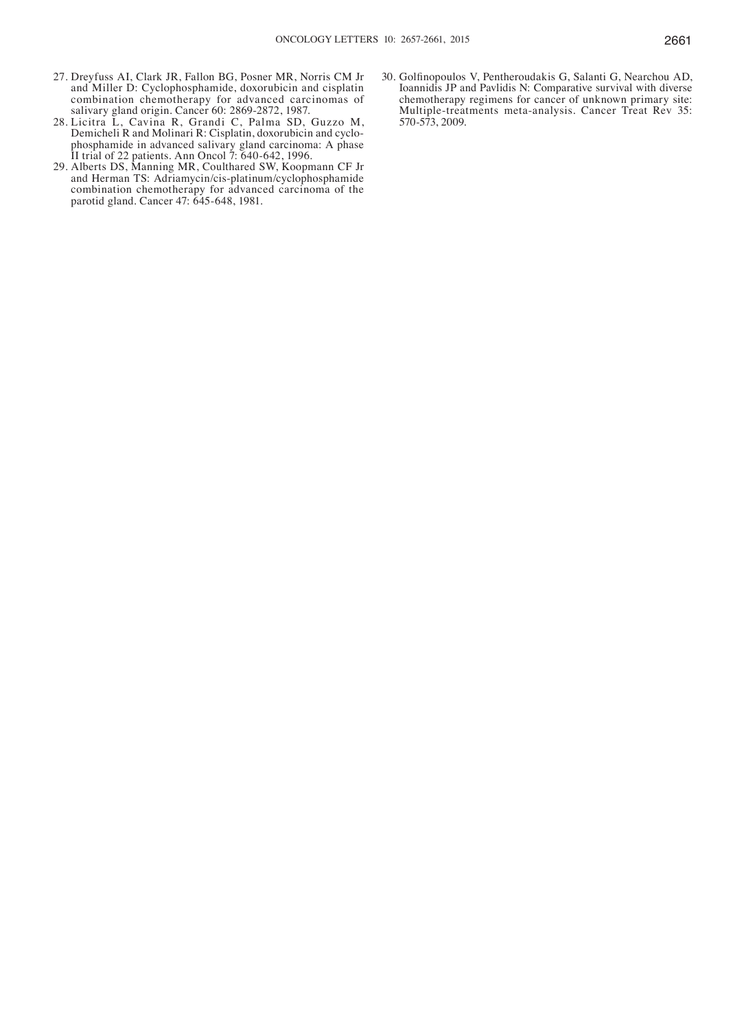27. Dreyfuss AI, Clark JR, Fallon BG, Posner MR, Norris CM Jr and Miller D: Cyclophosphamide, doxorubicin and cisplatin combination chemotherapy for advanced carcinomas of salivary gland origin. Cancer 60: 2869-2872, 1987.
28. Licitra L, Cavina R, Grandi C, Palma SD, Guzzo M, Demicheli R and Molinari R: Cisplatin, doxorubicin and cyclophosphamide in advanced salivary gland carcinoma: A phase II trial of 22 patients. Ann Oncol 7: 640-642, 1996.
29. Alberts DS, Manning MR, Coulthared SW, Koopmann CF Jr and Herman TS: Adriamycin/cis-platinum/cyclophosphamide combination chemotherapy for advanced carcinoma of the parotid gland. Cancer 47: 645-648, 1981.
30. Golfinopoulos V, Pentheroudakis G, Salanti G, Nearchou AD, Ioannidis JP and Pavlidis N: Comparative survival with diverse chemotherapy regimens for cancer of unknown primary site: Multiple-treatments meta-analysis. Cancer Treat Rev 35: 570-573, 2009.